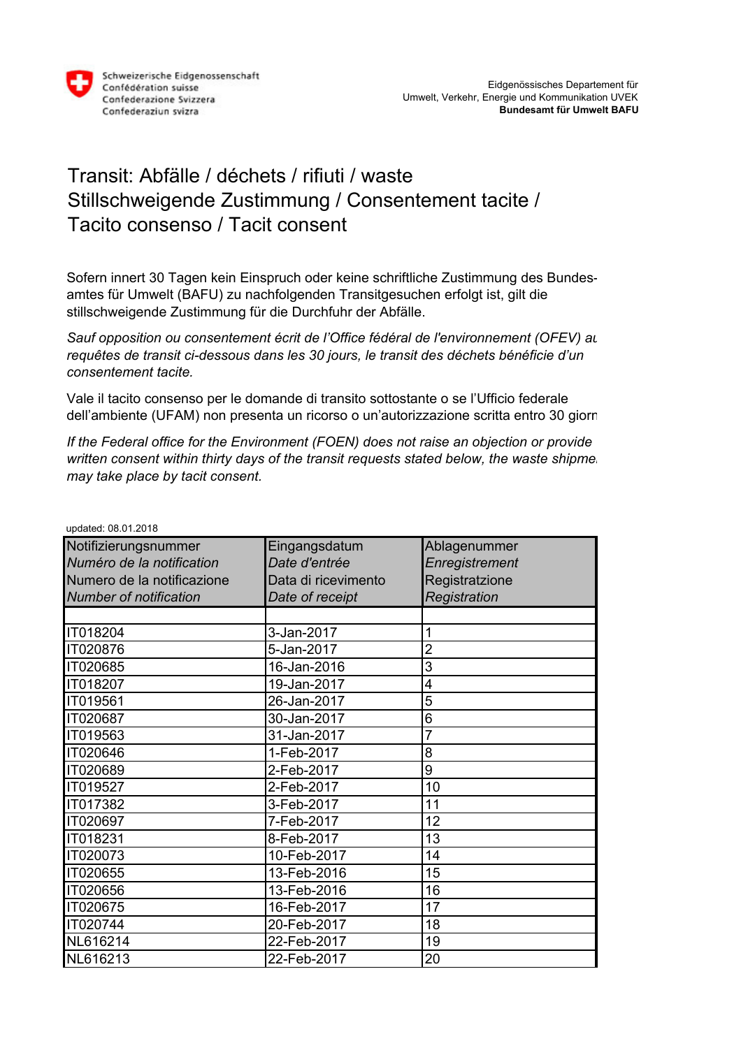Schweizerische Eidgenossenschaft
Confédération suisse
Confederazione Svizzera
Confederaziun svizra

Eidgenössisches Departement für
Umwelt, Verkehr, Energie und Kommunikation UVEK
**Bundesamt für Umwelt BAFU**

# Transit: Abfälle / déchets / rifiuti / waste
# Stillschweigende Zustimmung / Consentement tacite / Tacito consenso / Tacit consent

Sofern innert 30 Tagen kein Einspruch oder keine schriftliche Zustimmung des Bundesamtes für Umwelt (BAFU) zu nachfolgenden Transitgesuchen erfolgt ist, gilt die stillschweigende Zustimmung für die Durchfuhr der Abfälle.

*Sauf opposition ou consentement écrit de l'Office fédéral de l'environnement (OFEV) au requêtes de transit ci-dessous dans les 30 jours, le transit des déchets bénéficie d'un consentement tacite.*

Vale il tacito consenso per le domande di transito sottostante o se l'Ufficio federale dell'ambiente (UFAM) non presenta un ricorso o un'autorizzazione scritta entro 30 giorn

*If the Federal office for the Environment (FOEN) does not raise an objection or provide written consent within thirty days of the transit requests stated below, the waste shipme may take place by tacit consent.*

updated: 08.01.2018

| Notifizierungsnummer<br>*Numéro de la notification*<br>Numero de la notificazione<br>*Number of notification* | Eingangsdatum<br>*Date d'entrée*<br>Data di ricevimento<br>*Date of receipt* | Ablagenummer<br>*Enregistrement*<br>Registratzione<br>*Registration* |
|---|---|---|
| | | |
| IT018204 | 3-Jan-2017 | 1 |
| IT020876 | 5-Jan-2017 | 2 |
| IT020685 | 16-Jan-2016 | 3 |
| IT018207 | 19-Jan-2017 | 4 |
| IT019561 | 26-Jan-2017 | 5 |
| IT020687 | 30-Jan-2017 | 6 |
| IT019563 | 31-Jan-2017 | 7 |
| IT020646 | 1-Feb-2017 | 8 |
| IT020689 | 2-Feb-2017 | 9 |
| IT019527 | 2-Feb-2017 | 10 |
| IT017382 | 3-Feb-2017 | 11 |
| IT020697 | 7-Feb-2017 | 12 |
| IT018231 | 8-Feb-2017 | 13 |
| IT020073 | 10-Feb-2017 | 14 |
| IT020655 | 13-Feb-2016 | 15 |
| IT020656 | 13-Feb-2016 | 16 |
| IT020675 | 16-Feb-2017 | 17 |
| IT020744 | 20-Feb-2017 | 18 |
| NL616214 | 22-Feb-2017 | 19 |
| NL616213 | 22-Feb-2017 | 20 |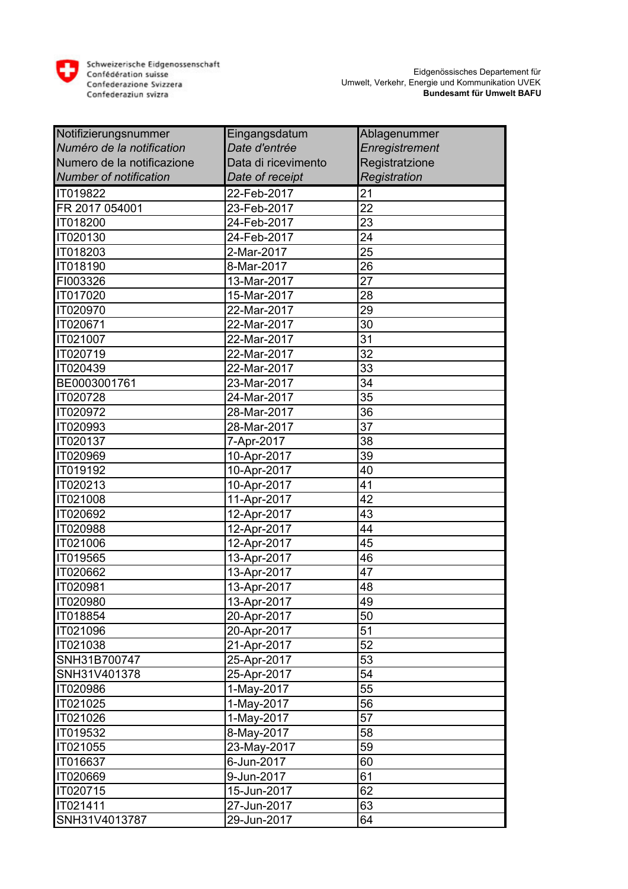Schweizerische Eidgenossenschaft
Confédération suisse
Confederazione Svizzera
Confederaziun svizra

Eidgenössisches Departement für
Umwelt, Verkehr, Energie und Kommunikation UVEK
**Bundesamt für Umwelt BAFU**

| Notifizierungsnummer<br>*Numéro de la notification*<br>Numero de la notificazione<br>*Number of notification* | Eingangsdatum<br>*Date d'entrée*<br>Data di ricevimento<br>*Date of receipt* | Ablagenummer<br>*Enregistrement*<br>Registratzione<br>*Registration* |
|---|---|---|
| IT019822 | 22-Feb-2017 | 21 |
| FR 2017 054001 | 23-Feb-2017 | 22 |
| IT018200 | 24-Feb-2017 | 23 |
| IT020130 | 24-Feb-2017 | 24 |
| IT018203 | 2-Mar-2017 | 25 |
| IT018190 | 8-Mar-2017 | 26 |
| FI003326 | 13-Mar-2017 | 27 |
| IT017020 | 15-Mar-2017 | 28 |
| IT020970 | 22-Mar-2017 | 29 |
| IT020671 | 22-Mar-2017 | 30 |
| IT021007 | 22-Mar-2017 | 31 |
| IT020719 | 22-Mar-2017 | 32 |
| IT020439 | 22-Mar-2017 | 33 |
| BE0003001761 | 23-Mar-2017 | 34 |
| IT020728 | 24-Mar-2017 | 35 |
| IT020972 | 28-Mar-2017 | 36 |
| IT020993 | 28-Mar-2017 | 37 |
| IT020137 | 7-Apr-2017 | 38 |
| IT020969 | 10-Apr-2017 | 39 |
| IT019192 | 10-Apr-2017 | 40 |
| IT020213 | 10-Apr-2017 | 41 |
| IT021008 | 11-Apr-2017 | 42 |
| IT020692 | 12-Apr-2017 | 43 |
| IT020988 | 12-Apr-2017 | 44 |
| IT021006 | 12-Apr-2017 | 45 |
| IT019565 | 13-Apr-2017 | 46 |
| IT020662 | 13-Apr-2017 | 47 |
| IT020981 | 13-Apr-2017 | 48 |
| IT020980 | 13-Apr-2017 | 49 |
| IT018854 | 20-Apr-2017 | 50 |
| IT021096 | 20-Apr-2017 | 51 |
| IT021038 | 21-Apr-2017 | 52 |
| SNH31B700747 | 25-Apr-2017 | 53 |
| SNH31V401378 | 25-Apr-2017 | 54 |
| IT020986 | 1-May-2017 | 55 |
| IT021025 | 1-May-2017 | 56 |
| IT021026 | 1-May-2017 | 57 |
| IT019532 | 8-May-2017 | 58 |
| IT021055 | 23-May-2017 | 59 |
| IT016637 | 6-Jun-2017 | 60 |
| IT020669 | 9-Jun-2017 | 61 |
| IT020715 | 15-Jun-2017 | 62 |
| IT021411 | 27-Jun-2017 | 63 |
| SNH31V4013787 | 29-Jun-2017 | 64 |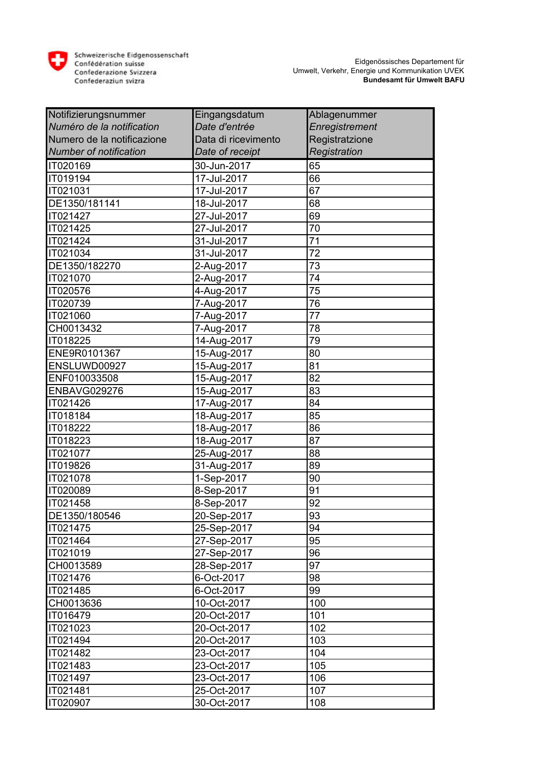Schweizerische Eidgenossenschaft
Confédération suisse
Confederazione Svizzera
Confederaziun svizra

Eidgenössisches Departement für Umwelt, Verkehr, Energie und Kommunikation UVEK
**Bundesamt für Umwelt BAFU**

| Notifizierungsnummer<br>*Numéro de la notification*<br>Numero de la notificazione<br>*Number of notification* | Eingangsdatum<br>*Date d'entrée*<br>Data di ricevimento<br>*Date of receipt* | Ablagenummer<br>*Enregistrement*<br>Registratzione<br>*Registration* |
|---|---|---|
| IT020169 | 30-Jun-2017 | 65 |
| IT019194 | 17-Jul-2017 | 66 |
| IT021031 | 17-Jul-2017 | 67 |
| DE1350/181141 | 18-Jul-2017 | 68 |
| IT021427 | 27-Jul-2017 | 69 |
| IT021425 | 27-Jul-2017 | 70 |
| IT021424 | 31-Jul-2017 | 71 |
| IT021034 | 31-Jul-2017 | 72 |
| DE1350/182270 | 2-Aug-2017 | 73 |
| IT021070 | 2-Aug-2017 | 74 |
| IT020576 | 4-Aug-2017 | 75 |
| IT020739 | 7-Aug-2017 | 76 |
| IT021060 | 7-Aug-2017 | 77 |
| CH0013432 | 7-Aug-2017 | 78 |
| IT018225 | 14-Aug-2017 | 79 |
| ENE9R0101367 | 15-Aug-2017 | 80 |
| ENSLUWD00927 | 15-Aug-2017 | 81 |
| ENF010033508 | 15-Aug-2017 | 82 |
| ENBAVG029276 | 15-Aug-2017 | 83 |
| IT021426 | 17-Aug-2017 | 84 |
| IT018184 | 18-Aug-2017 | 85 |
| IT018222 | 18-Aug-2017 | 86 |
| IT018223 | 18-Aug-2017 | 87 |
| IT021077 | 25-Aug-2017 | 88 |
| IT019826 | 31-Aug-2017 | 89 |
| IT021078 | 1-Sep-2017 | 90 |
| IT020089 | 8-Sep-2017 | 91 |
| IT021458 | 8-Sep-2017 | 92 |
| DE1350/180546 | 20-Sep-2017 | 93 |
| IT021475 | 25-Sep-2017 | 94 |
| IT021464 | 27-Sep-2017 | 95 |
| IT021019 | 27-Sep-2017 | 96 |
| CH0013589 | 28-Sep-2017 | 97 |
| IT021476 | 6-Oct-2017 | 98 |
| IT021485 | 6-Oct-2017 | 99 |
| CH0013636 | 10-Oct-2017 | 100 |
| IT016479 | 20-Oct-2017 | 101 |
| IT021023 | 20-Oct-2017 | 102 |
| IT021494 | 20-Oct-2017 | 103 |
| IT021482 | 23-Oct-2017 | 104 |
| IT021483 | 23-Oct-2017 | 105 |
| IT021497 | 23-Oct-2017 | 106 |
| IT021481 | 25-Oct-2017 | 107 |
| IT020907 | 30-Oct-2017 | 108 |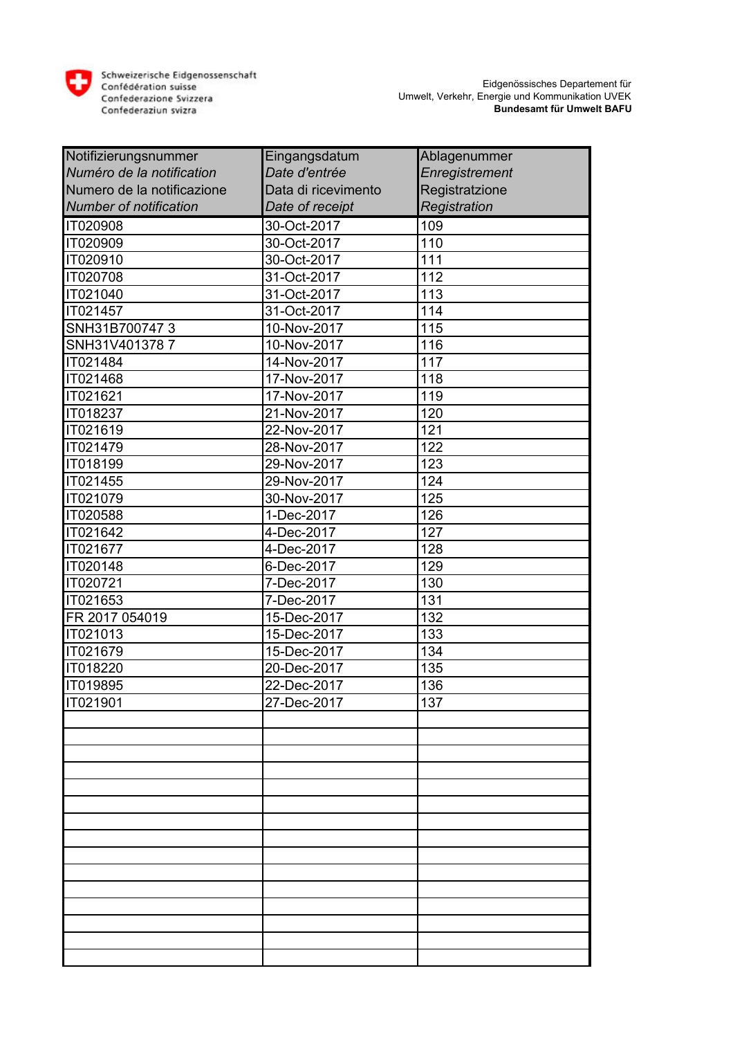Schweizerische Eidgenossenschaft
Confédération suisse
Confederazione Svizzera
Confederaziun svizra

Eidgenössisches Departement für
Umwelt, Verkehr, Energie und Kommunikation UVEK
**Bundesamt für Umwelt BAFU**

| Notifizierungsnummer<br>*Numéro de la notification*<br>Numero de la notificazione<br>*Number of notification* | Eingangsdatum<br>*Date d'entrée*<br>Data di ricevimento<br>*Date of receipt* | Ablagenummer<br>*Enregistrement*<br>Registratzione<br>*Registration* |
|---|---|---|
| IT020908 | 30-Oct-2017 | 109 |
| IT020909 | 30-Oct-2017 | 110 |
| IT020910 | 30-Oct-2017 | 111 |
| IT020708 | 31-Oct-2017 | 112 |
| IT021040 | 31-Oct-2017 | 113 |
| IT021457 | 31-Oct-2017 | 114 |
| SNH31B700747 3 | 10-Nov-2017 | 115 |
| SNH31V401378 7 | 10-Nov-2017 | 116 |
| IT021484 | 14-Nov-2017 | 117 |
| IT021468 | 17-Nov-2017 | 118 |
| IT021621 | 17-Nov-2017 | 119 |
| IT018237 | 21-Nov-2017 | 120 |
| IT021619 | 22-Nov-2017 | 121 |
| IT021479 | 28-Nov-2017 | 122 |
| IT018199 | 29-Nov-2017 | 123 |
| IT021455 | 29-Nov-2017 | 124 |
| IT021079 | 30-Nov-2017 | 125 |
| IT020588 | 1-Dec-2017 | 126 |
| IT021642 | 4-Dec-2017 | 127 |
| IT021677 | 4-Dec-2017 | 128 |
| IT020148 | 6-Dec-2017 | 129 |
| IT020721 | 7-Dec-2017 | 130 |
| IT021653 | 7-Dec-2017 | 131 |
| FR 2017 054019 | 15-Dec-2017 | 132 |
| IT021013 | 15-Dec-2017 | 133 |
| IT021679 | 15-Dec-2017 | 134 |
| IT018220 | 20-Dec-2017 | 135 |
| IT019895 | 22-Dec-2017 | 136 |
| IT021901 | 27-Dec-2017 | 137 |